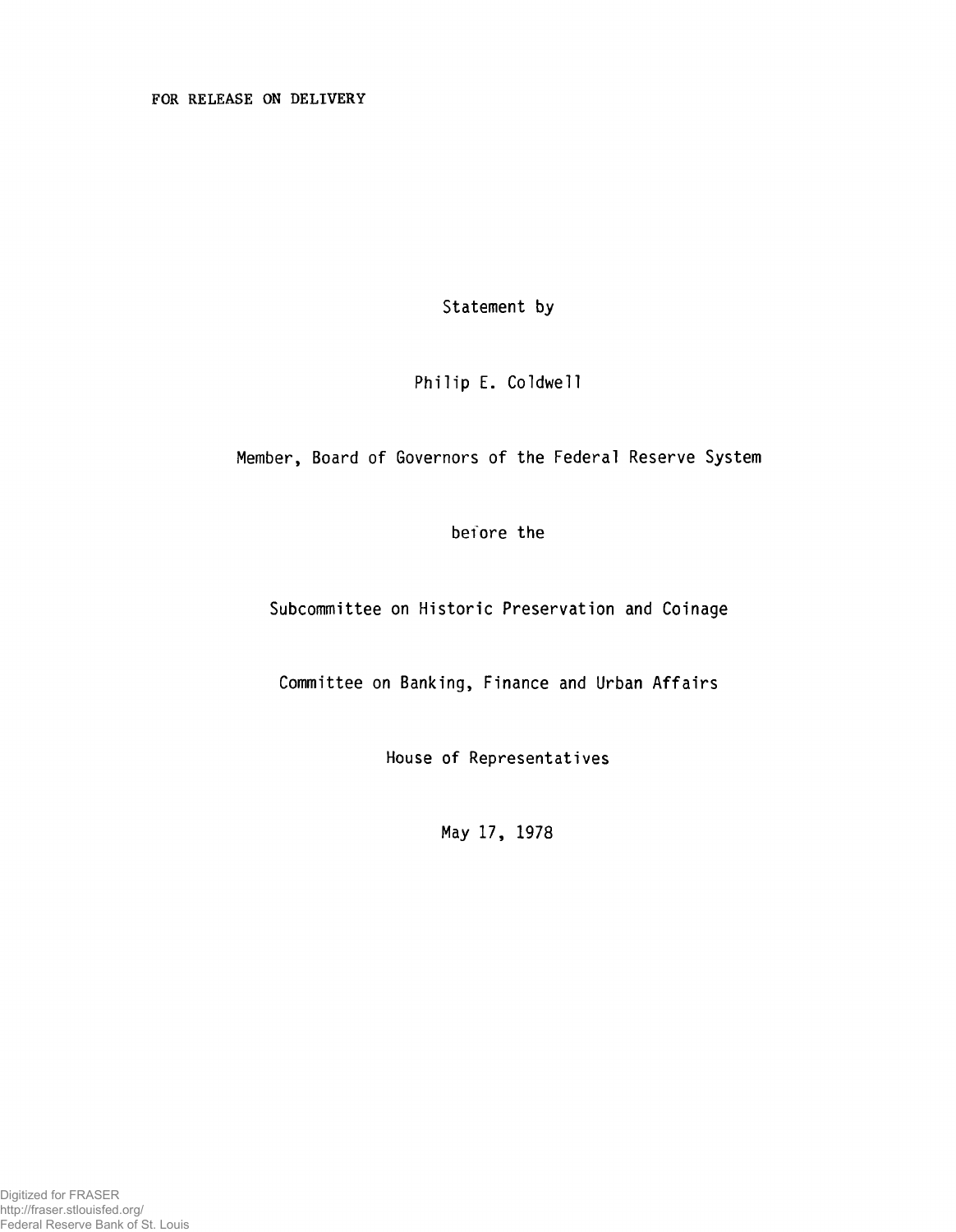FOR RELEASE ON DELIVERY

Statement by

Philip E. Coldwell

Member, Board of Governors of the Federal Reserve System

before the

Subcommittee on Historic Preservation and Coinage

Committee on Banking, Finance and Urban Affairs

House of Representatives

May 17, 1978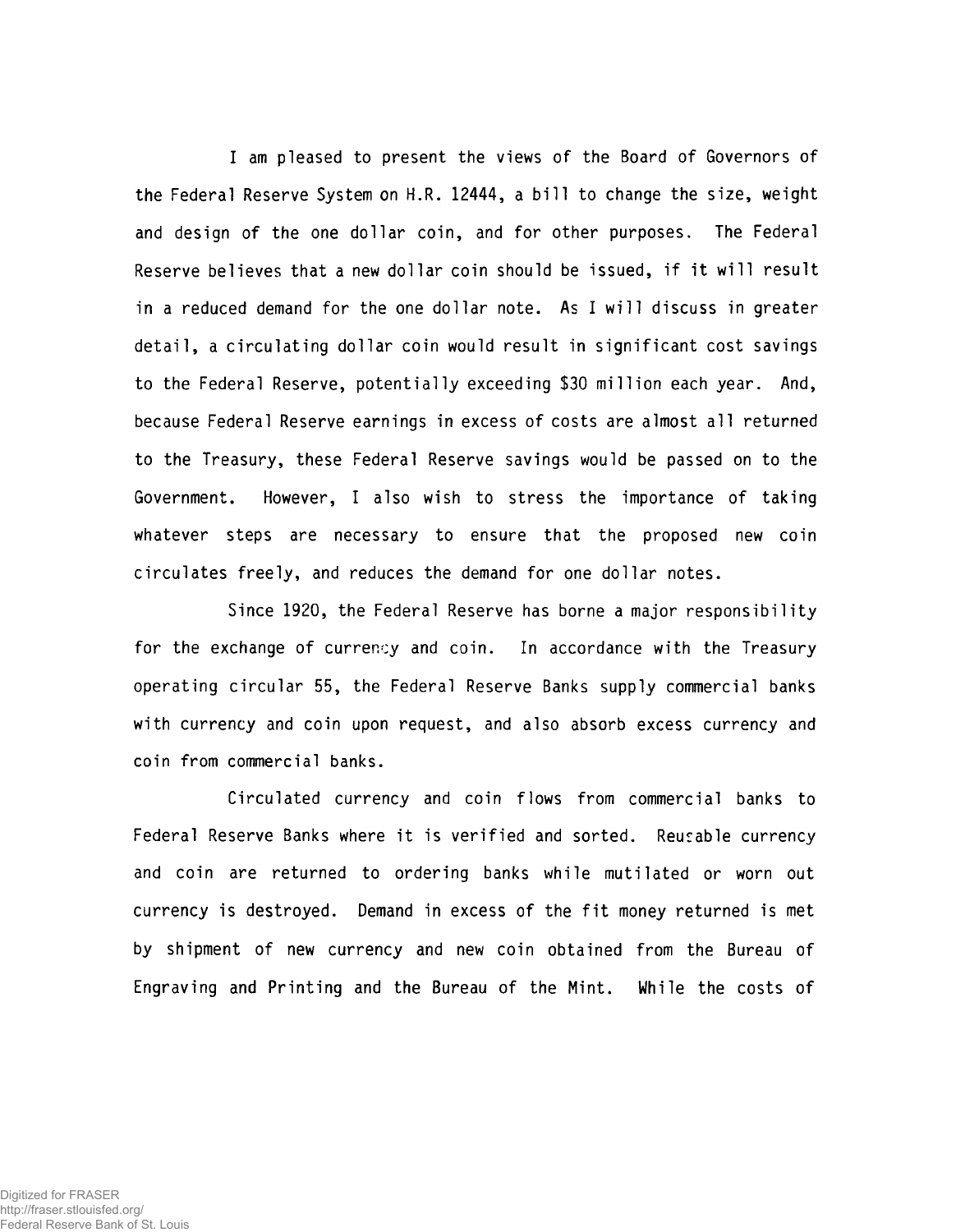I am pleased to present the views of the Board of Governors of the Federal Reserve System on H.R. 12444, a bill to change the size, weight and design of the one dollar coin, and for other purposes. The Federal Reserve believes that a new dollar coin should be issued, if it will result in a reduced demand for the one dollar note. As I will discuss in greater detail, a circulating dollar coin would result in significant cost savings to the Federal Reserve, potentially exceeding $30 million each year. And, because Federal Reserve earnings in excess of costs are almost all returned to the Treasury, these Federal Reserve savings would be passed on to the Government. However, I also wish to stress the importance of taking whatever steps are necessary to ensure that the proposed new coin circulates freely, and reduces the demand for one dollar notes.

Since 1920, the Federal Reserve has borne a major responsibility for the exchange of currency and coin. In accordance with the Treasury operating circular 55, the Federal Reserve Banks supply commercial banks with currency and coin upon request, and also absorb excess currency and coin from commercial banks.

Circulated currency and coin flows from commercial banks to Federal Reserve Banks where it is verified and sorted. Reusable currency and coin are returned to ordering banks while mutilated or worn out currency is destroyed. Demand in excess of the fit money returned is met by shipment of new currency and new coin obtained from the Bureau of Engraving and Printing and the Bureau of the Mint. While the costs of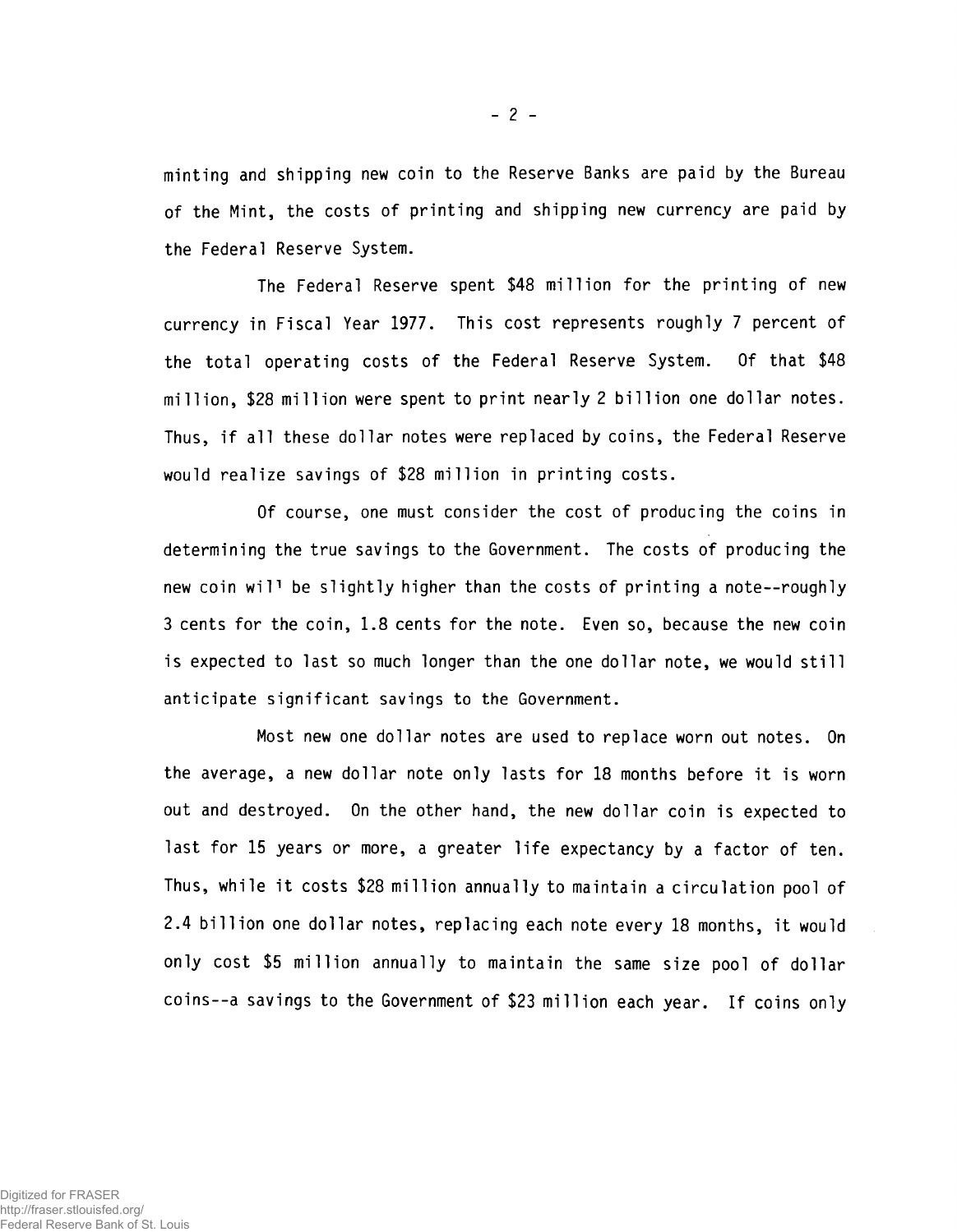minting and shipping new coin to the Reserve Banks are paid by the Bureau of the Mint, the costs of printing and shipping new currency are paid by the Federal Reserve System.

The Federal Reserve spent $48 million for the printing of new currency in Fiscal Year 1977. This cost represents roughly 7 percent of the total operating costs of the Federal Reserve System. Of that $48 million, $28 million were spent to print nearly 2 billion one dollar notes. Thus, if all these dollar notes were replaced by coins, the Federal Reserve would realize savings of $28 million in printing costs.

Of course, one must consider the cost of producing the coins in determining the true savings to the Government. The costs of producing the new coin will be slightly higher than the costs of printing a note--roughly 3 cents for the coin, 1.8 cents for the note. Even so, because the new coin is expected to last so much longer than the one dollar note, we would still anticipate significant savings to the Government.

Most new one dollar notes are used to replace worn out notes. On the average, a new dollar note only lasts for 18 months before it is worn out and destroyed. On the other hand, the new dollar coin is expected to last for 15 years or more, a greater life expectancy by a factor of ten. Thus, while it costs $28 million annually to maintain a circulation pool of 2.4 billion one dollar notes, replacing each note every 18 months, it would only cost $5 million annually to maintain the same size pool of dollar coins--a savings to the Government of $23 million each year. If coins only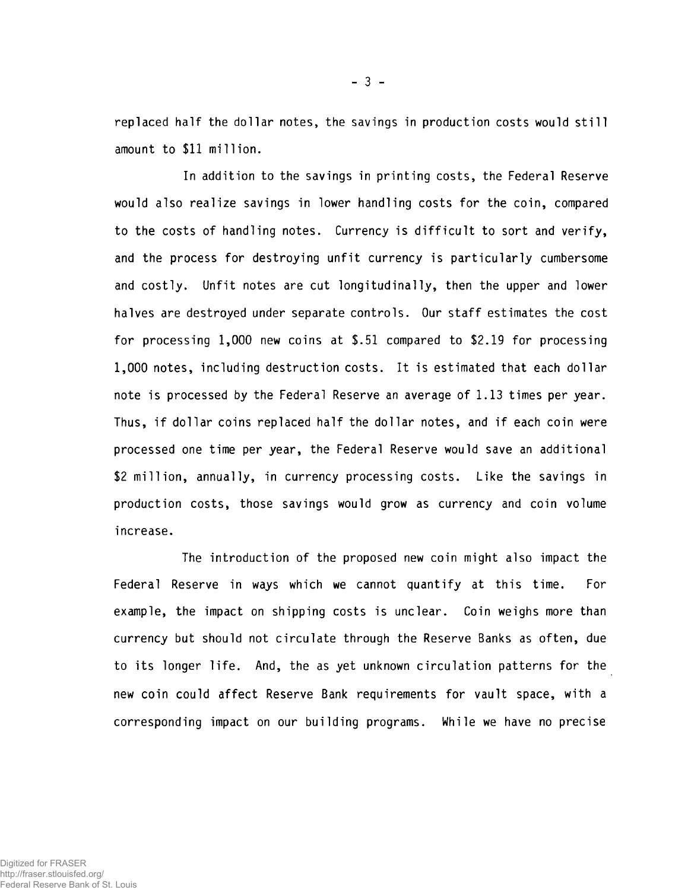replaced half the dollar notes, the savings in production costs would still amount to $11 million.

In addition to the savings in printing costs, the Federal Reserve would also realize savings in lower handling costs for the coin, compared to the costs of handling notes. Currency is difficult to sort and verify, and the process for destroying unfit currency is particularly cumbersome and costly. Unfit notes are cut longitudinally, then the upper and lower halves are destroyed under separate controls. Our staff estimates the cost for processing 1,000 new coins at $.51 compared to $2.19 for processing 1,000 notes, including destruction costs. It is estimated that each dollar note is processed by the Federal Reserve an average of 1.13 times per year. Thus, if dollar coins replaced half the dollar notes, and if each coin were processed one time per year, the Federal Reserve would save an additional $2 million, annually, in currency processing costs. Like the savings in production costs, those savings would grow as currency and coin volume increase.

The introduction of the proposed new coin might also impact the Federal Reserve in ways which we cannot quantify at this time. For example, the impact on shipping costs is unclear. Coin weighs more than currency but should not circulate through the Reserve Banks as often, due to its longer life. And, the as yet unknown circulation patterns for the new coin could affect Reserve Bank requirements for vault space, with a corresponding impact on our building programs. While we have no precise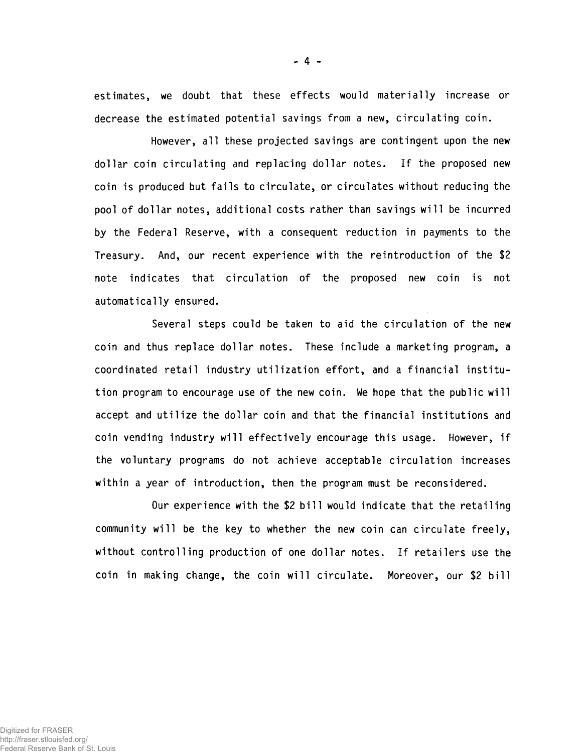estimates, we doubt that these effects would materially increase or decrease the estimated potential savings from a new, circulating coin.

However, all these projected savings are contingent upon the new dollar coin circulating and replacing dollar notes. If the proposed new coin is produced but fails to circulate, or circulates without reducing the pool of dollar notes, additional costs rather than savings will be incurred by the Federal Reserve, with a consequent reduction in payments to the Treasury. And, our recent experience with the reintroduction of the $2 note indicates that circulation of the proposed new coin is not automatically ensured.

Several steps could be taken to aid the circulation of the new coin and thus replace dollar notes. These include a marketing program, a coordinated retail industry utilization effort, and a financial institution program to encourage use of the new coin. We hope that the public will accept and utilize the dollar coin and that the financial institutions and coin vending industry will effectively encourage this usage. However, if the voluntary programs do not achieve acceptable circulation increases within a year of introduction, then the program must be reconsidered.

Our experience with the $2 bill would indicate that the retailing community will be the key to whether the new coin can circulate freely, without controlling production of one dollar notes. If retailers use the coin in making change, the coin will circulate. Moreover, our $2 bill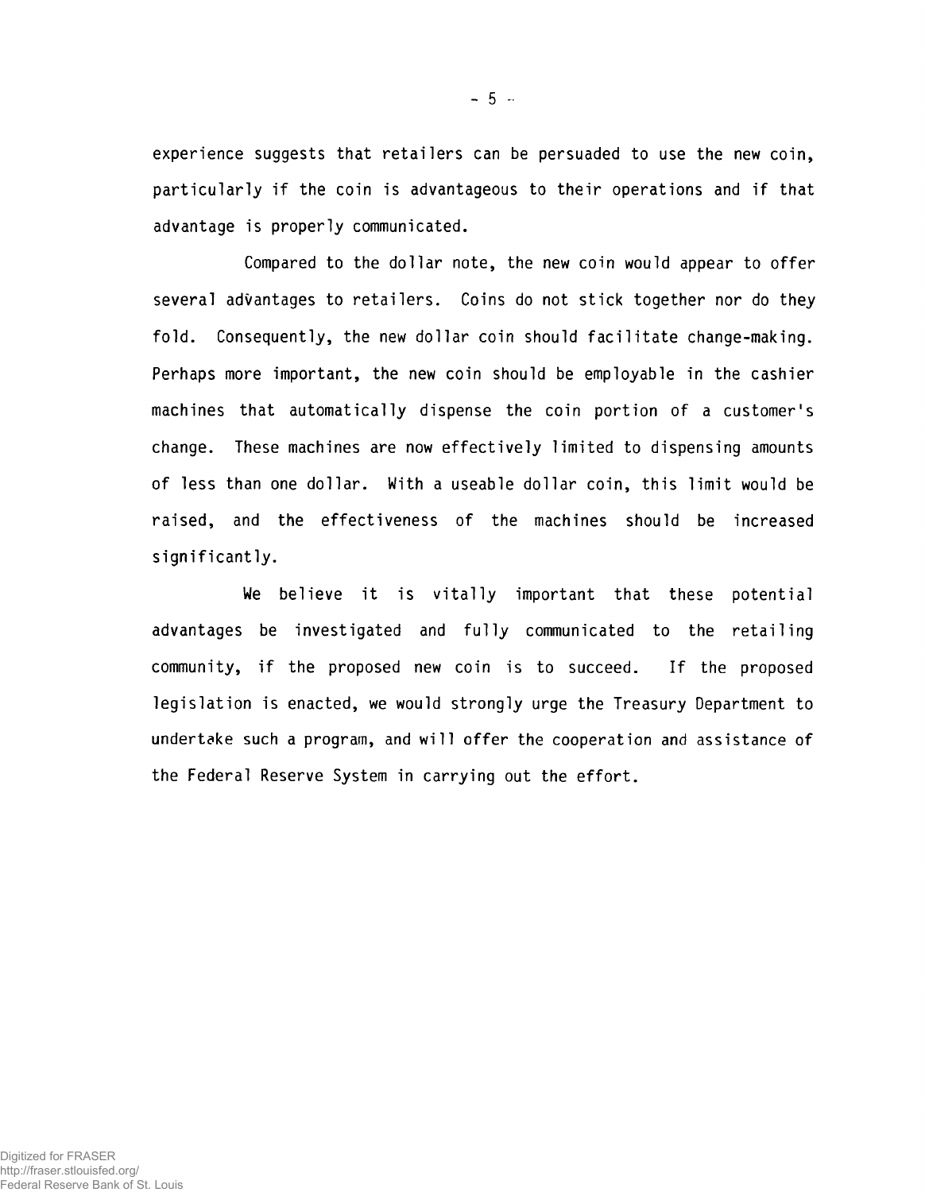experience suggests that retailers can be persuaded to use the new coin, particularly if the coin is advantageous to their operations and if that advantage is properly communicated.

Compared to the dollar note, the new coin would appear to offer several advantages to retailers. Coins do not stick together nor do they fold. Consequently, the new dollar coin should facilitate change-making. Perhaps more important, the new coin should be employable in the cashier machines that automatically dispense the coin portion of a customer's change. These machines are now effectively limited to dispensing amounts of less than one dollar. With a useable dollar coin, this limit would be raised, and the effectiveness of the machines should be increased significantly.

We believe it is vitally important that these potential advantages be investigated and fully communicated to the retailing community, if the proposed new coin is to succeed. If the proposed legislation is enacted, we would strongly urge the Treasury Department to undertake such a program, and will offer the cooperation and assistance of the Federal Reserve System in carrying out the effort.